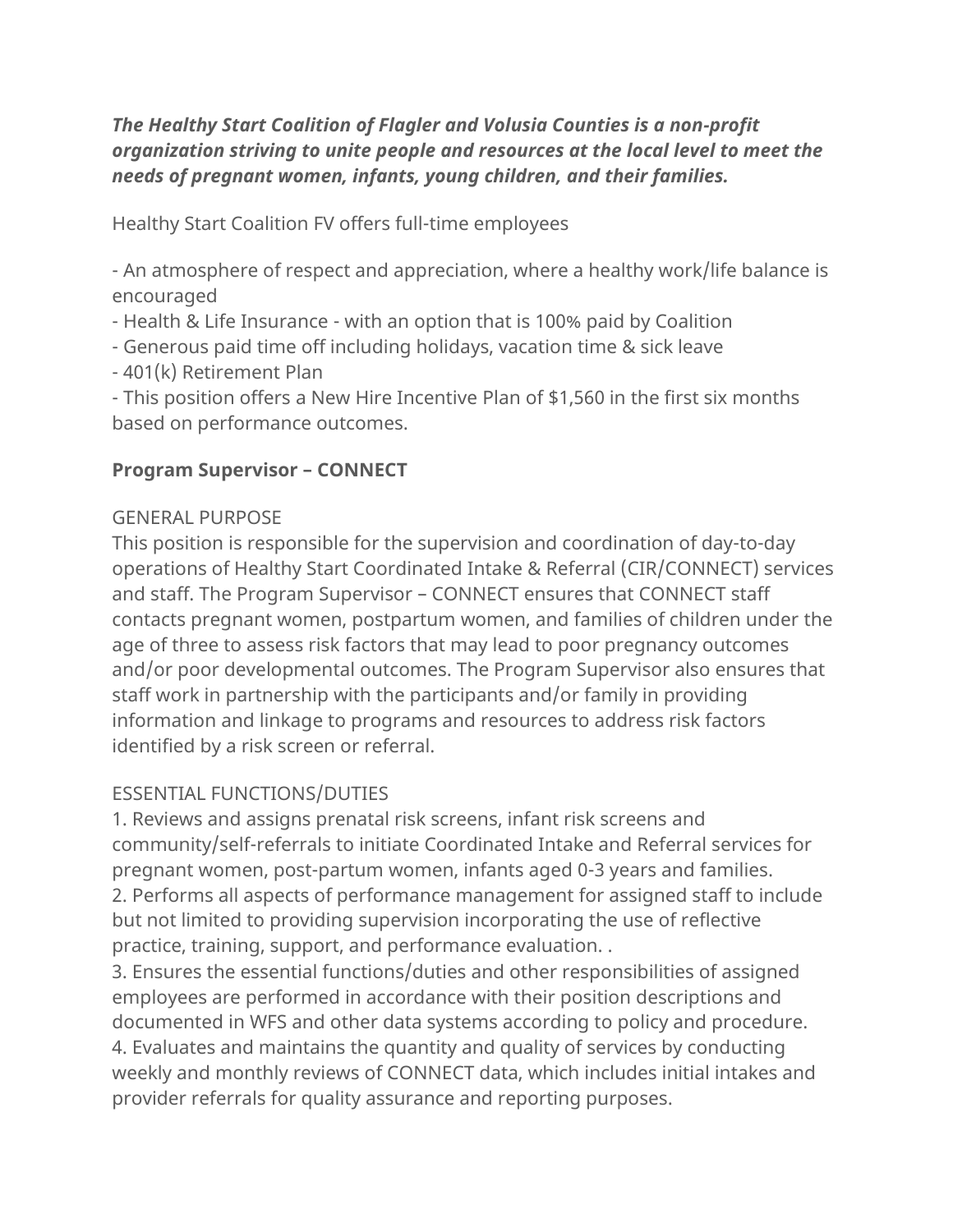***The Healthy Start Coalition of Flagler and Volusia Counties is a non-profit organization striving to unite people and resources at the local level to meet the needs of pregnant women, infants, young children, and their families.***

Healthy Start Coalition FV offers full-time employees

- An atmosphere of respect and appreciation, where a healthy work/life balance is encouraged
- Health & Life Insurance - with an option that is 100% paid by Coalition
- Generous paid time off including holidays, vacation time & sick leave
- 401(k) Retirement Plan
- This position offers a New Hire Incentive Plan of $1,560 in the first six months based on performance outcomes.

**Program Supervisor – CONNECT**

GENERAL PURPOSE
This position is responsible for the supervision and coordination of day-to-day operations of Healthy Start Coordinated Intake & Referral (CIR/CONNECT) services and staff. The Program Supervisor – CONNECT ensures that CONNECT staff contacts pregnant women, postpartum women, and families of children under the age of three to assess risk factors that may lead to poor pregnancy outcomes and/or poor developmental outcomes. The Program Supervisor also ensures that staff work in partnership with the participants and/or family in providing information and linkage to programs and resources to address risk factors identified by a risk screen or referral.

ESSENTIAL FUNCTIONS/DUTIES
1. Reviews and assigns prenatal risk screens, infant risk screens and community/self-referrals to initiate Coordinated Intake and Referral services for pregnant women, post-partum women, infants aged 0-3 years and families.
2. Performs all aspects of performance management for assigned staff to include but not limited to providing supervision incorporating the use of reflective practice, training, support, and performance evaluation. .
3. Ensures the essential functions/duties and other responsibilities of assigned employees are performed in accordance with their position descriptions and documented in WFS and other data systems according to policy and procedure.
4. Evaluates and maintains the quantity and quality of services by conducting weekly and monthly reviews of CONNECT data, which includes initial intakes and provider referrals for quality assurance and reporting purposes.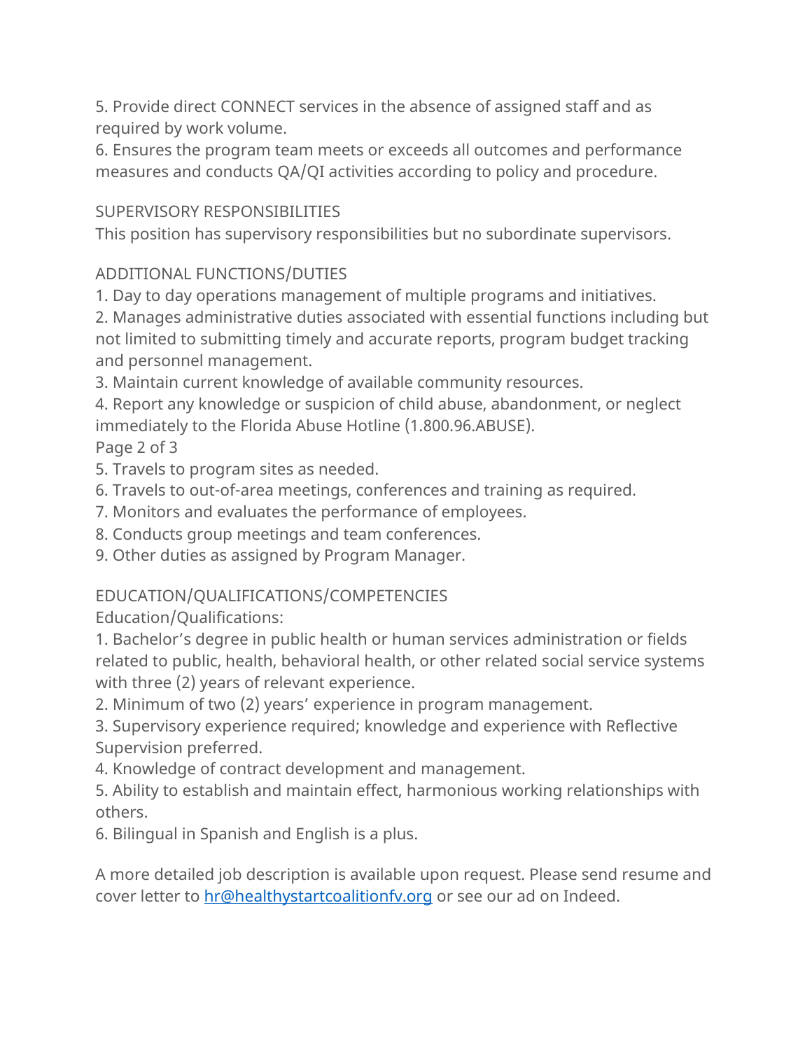5. Provide direct CONNECT services in the absence of assigned staff and as required by work volume.
6. Ensures the program team meets or exceeds all outcomes and performance measures and conducts QA/QI activities according to policy and procedure.

SUPERVISORY RESPONSIBILITIES

This position has supervisory responsibilities but no subordinate supervisors.

ADDITIONAL FUNCTIONS/DUTIES

1. Day to day operations management of multiple programs and initiatives.
2. Manages administrative duties associated with essential functions including but not limited to submitting timely and accurate reports, program budget tracking and personnel management.
3. Maintain current knowledge of available community resources.
4. Report any knowledge or suspicion of child abuse, abandonment, or neglect immediately to the Florida Abuse Hotline (1.800.96.ABUSE).
5. Travels to program sites as needed.
6. Travels to out-of-area meetings, conferences and training as required.
7. Monitors and evaluates the performance of employees.
8. Conducts group meetings and team conferences.
9. Other duties as assigned by Program Manager.

EDUCATION/QUALIFICATIONS/COMPETENCIES

Education/Qualifications:

1. Bachelor's degree in public health or human services administration or fields related to public, health, behavioral health, or other related social service systems with three (2) years of relevant experience.
2. Minimum of two (2) years' experience in program management.
3. Supervisory experience required; knowledge and experience with Reflective Supervision preferred.
4. Knowledge of contract development and management.
5. Ability to establish and maintain effect, harmonious working relationships with others.
6. Bilingual in Spanish and English is a plus.

A more detailed job description is available upon request. Please send resume and cover letter to [hr@healthystartcoalitionfv.org](mailto:hr@healthystartcoalitionfv.org) or see our ad on Indeed.